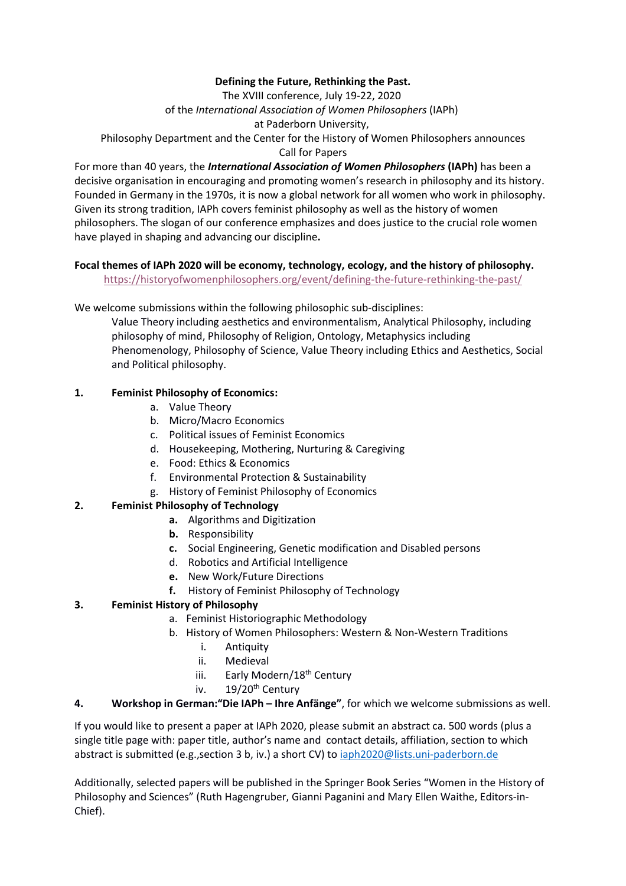**Defining the Future, Rethinking the Past.**

The XVIII conference, July 19-22, 2020

of the *International Association of Women Philosophers* (IAPh)

at Paderborn University,

Philosophy Department and the Center for the History of Women Philosophers announces

Call for Papers

For more than 40 years, the ***International Association of Women Philosophers*** **(IAPh)** has been a decisive organisation in encouraging and promoting women's research in philosophy and its history. Founded in Germany in the 1970s, it is now a global network for all women who work in philosophy. Given its strong tradition, IAPh covers feminist philosophy as well as the history of women philosophers. The slogan of our conference emphasizes and does justice to the crucial role women have played in shaping and advancing our discipline**.**

**Focal themes of IAPh 2020 will be economy, technology, ecology, and the history of philosophy.**

https://historyofwomenphilosophers.org/event/defining-the-future-rethinking-the-past/

We welcome submissions within the following philosophic sub-disciplines:

Value Theory including aesthetics and environmentalism, Analytical Philosophy, including philosophy of mind, Philosophy of Religion, Ontology, Metaphysics including Phenomenology, Philosophy of Science, Value Theory including Ethics and Aesthetics, Social and Political philosophy.

1. **Feminist Philosophy of Economics:**
   a. Value Theory
   b. Micro/Macro Economics
   c. Political issues of Feminist Economics
   d. Housekeeping, Mothering, Nurturing & Caregiving
   e. Food: Ethics & Economics
   f. Environmental Protection & Sustainability
   g. History of Feminist Philosophy of Economics
2. **Feminist Philosophy of Technology**
   **a.** Algorithms and Digitization
   **b.** Responsibility
   **c.** Social Engineering, Genetic modification and Disabled persons
   d. Robotics and Artificial Intelligence
   **e.** New Work/Future Directions
   **f.** History of Feminist Philosophy of Technology
3. **Feminist History of Philosophy**
   a. Feminist Historiographic Methodology
   b. History of Women Philosophers: Western & Non-Western Traditions
      i. Antiquity
      ii. Medieval
      iii. Early Modern/18th Century
      iv. 19/20th Century
4. **Workshop in German:"Die IAPh – Ihre Anfänge"**, for which we welcome submissions as well.

If you would like to present a paper at IAPh 2020, please submit an abstract ca. 500 words (plus a single title page with: paper title, author's name and contact details, affiliation, section to which abstract is submitted (e.g.,section 3 b, iv.) a short CV) to iaph2020@lists.uni-paderborn.de

Additionally, selected papers will be published in the Springer Book Series "Women in the History of Philosophy and Sciences" (Ruth Hagengruber, Gianni Paganini and Mary Ellen Waithe, Editors-in-Chief).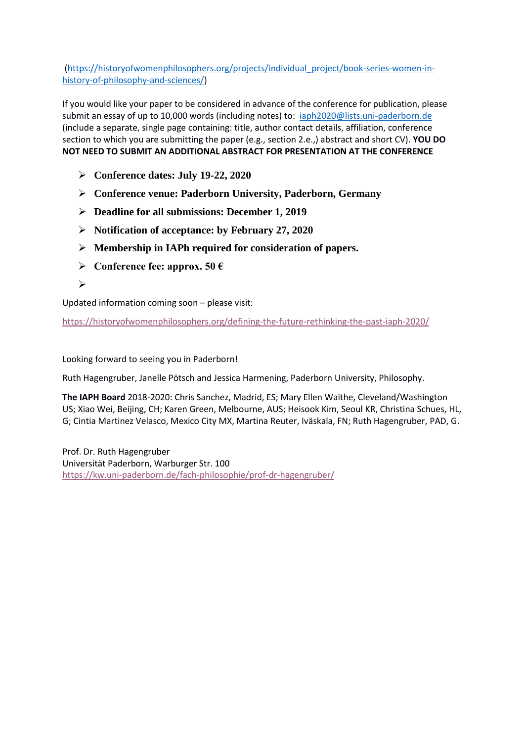(https://historyofwomenphilosophers.org/projects/individual_project/book-series-women-in-history-of-philosophy-and-sciences/)

If you would like your paper to be considered in advance of the conference for publication, please submit an essay of up to 10,000 words (including notes) to: iaph2020@lists.uni-paderborn.de (include a separate, single page containing: title, author contact details, affiliation, conference section to which you are submitting the paper (e.g., section 2.e.,) abstract and short CV). **YOU DO NOT NEED TO SUBMIT AN ADDITIONAL ABSTRACT FOR PRESENTATION AT THE CONFERENCE**

- **Conference dates: July 19-22, 2020**
- **Conference venue: Paderborn University, Paderborn, Germany**
- **Deadline for all submissions: December 1, 2019**
- **Notification of acceptance: by February 27, 2020**
- **Membership in IAPh required for consideration of papers.**
- **Conference fee: approx. 50 €**
- 

Updated information coming soon – please visit:

https://historyofwomenphilosophers.org/defining-the-future-rethinking-the-past-iaph-2020/

Looking forward to seeing you in Paderborn!

Ruth Hagengruber, Janelle Pötsch and Jessica Harmening, Paderborn University, Philosophy.

**The IAPH Board** 2018-2020: Chris Sanchez, Madrid, ES; Mary Ellen Waithe, Cleveland/Washington US; Xiao Wei, Beijing, CH; Karen Green, Melbourne, AUS; Heisook Kim, Seoul KR, Christina Schues, HL, G; Cintia Martinez Velasco, Mexico City MX, Martina Reuter, Iväskala, FN; Ruth Hagengruber, PAD, G.

Prof. Dr. Ruth Hagengruber
Universität Paderborn, Warburger Str. 100
https://kw.uni-paderborn.de/fach-philosophie/prof-dr-hagengruber/